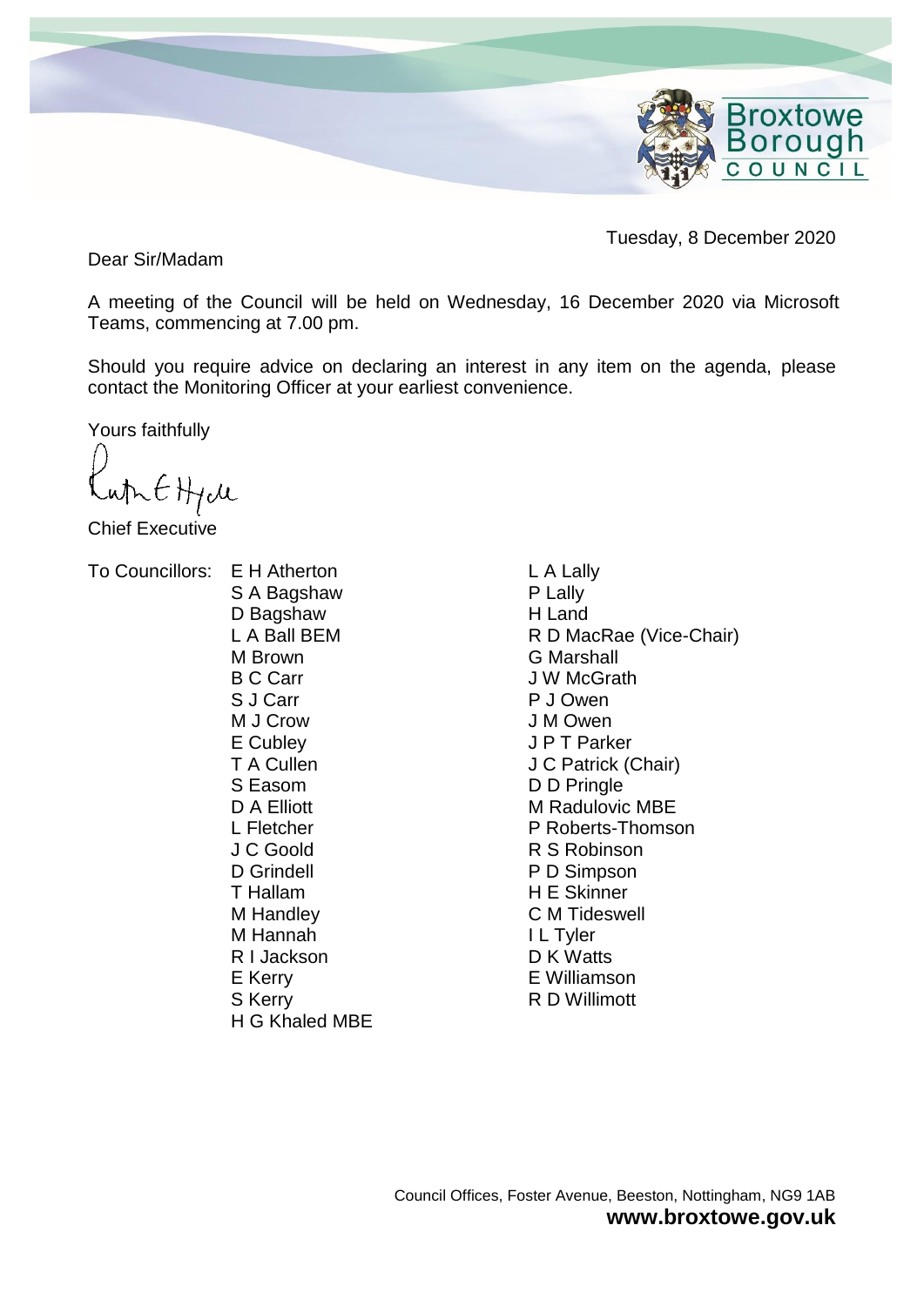Broxtowe Borough COUNCIL

Tuesday, 8 December 2020

Dear Sir/Madam

A meeting of the Council will be held on Wednesday, 16 December 2020 via Microsoft Teams, commencing at 7.00 pm.

Should you require advice on declaring an interest in any item on the agenda, please contact the Monitoring Officer at your earliest convenience.

Yours faithfully

Chief Executive

To Councillors:

E H Atherton
S A Bagshaw
D Bagshaw
L A Ball BEM
M Brown
B C Carr
S J Carr
M J Crow
E Cubley
T A Cullen
S Easom
D A Elliott
L Fletcher
J C Goold
D Grindell
T Hallam
M Handley
M Hannah
R I Jackson
E Kerry
S Kerry
H G Khaled MBE
L A Lally
P Lally
H Land
R D MacRae (Vice-Chair)
G Marshall
J W McGrath
P J Owen
J M Owen
J P T Parker
J C Patrick (Chair)
D D Pringle
M Radulovic MBE
P Roberts-Thomson
R S Robinson
P D Simpson
H E Skinner
C M Tideswell
I L Tyler
D K Watts
E Williamson
R D Willimott

Council Offices, Foster Avenue, Beeston, Nottingham, NG9 1AB
**www.broxtowe.gov.uk**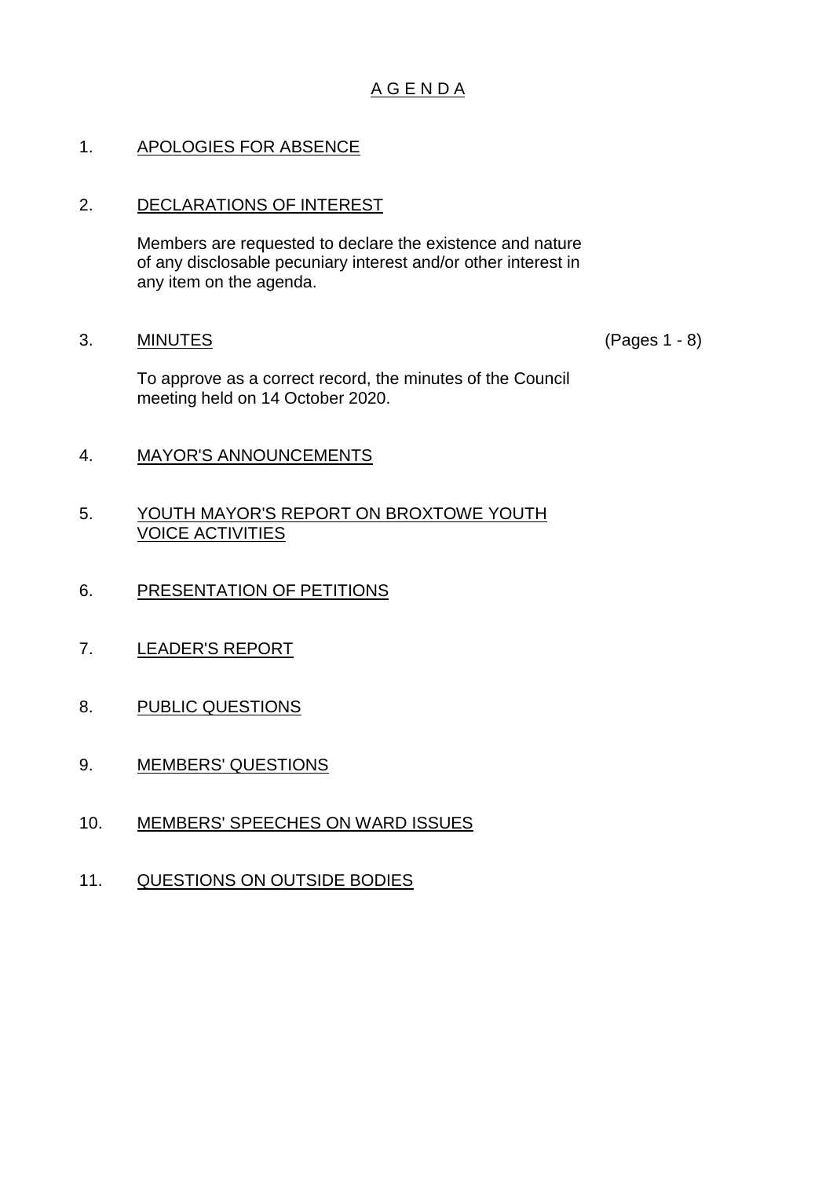# A G E N D A

1. APOLOGIES FOR ABSENCE

2. DECLARATIONS OF INTEREST

   Members are requested to declare the existence and nature of any disclosable pecuniary interest and/or other interest in any item on the agenda.

3. MINUTES (Pages 1 - 8)

   To approve as a correct record, the minutes of the Council meeting held on 14 October 2020.

4. MAYOR'S ANNOUNCEMENTS

5. YOUTH MAYOR'S REPORT ON BROXTOWE YOUTH VOICE ACTIVITIES

6. PRESENTATION OF PETITIONS

7. LEADER'S REPORT

8. PUBLIC QUESTIONS

9. MEMBERS' QUESTIONS

10. MEMBERS' SPEECHES ON WARD ISSUES

11. QUESTIONS ON OUTSIDE BODIES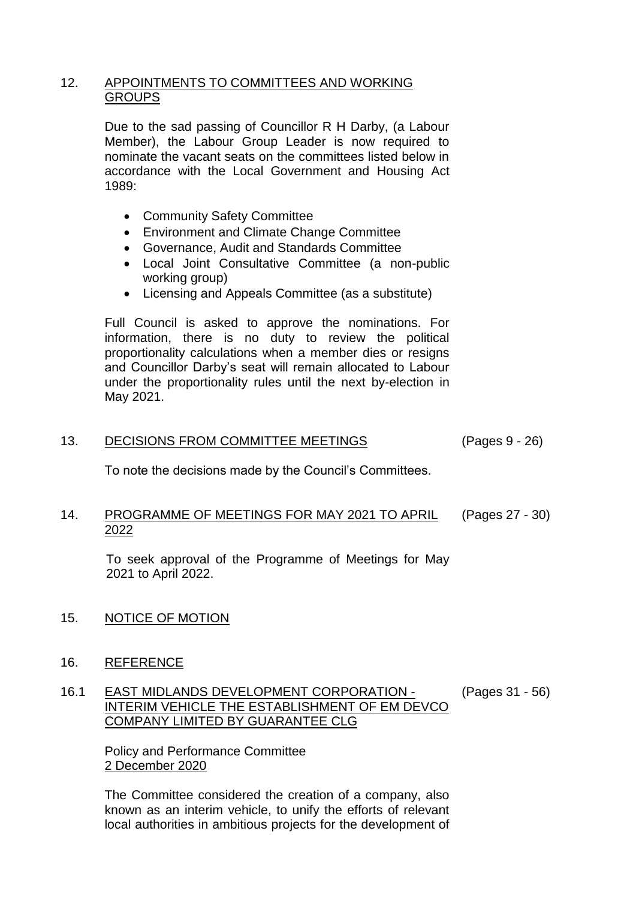## 12. APPOINTMENTS TO COMMITTEES AND WORKING GROUPS

Due to the sad passing of Councillor R H Darby, (a Labour Member), the Labour Group Leader is now required to nominate the vacant seats on the committees listed below in accordance with the Local Government and Housing Act 1989:

- Community Safety Committee
- Environment and Climate Change Committee
- Governance, Audit and Standards Committee
- Local Joint Consultative Committee (a non-public working group)
- Licensing and Appeals Committee (as a substitute)

Full Council is asked to approve the nominations. For information, there is no duty to review the political proportionality calculations when a member dies or resigns and Councillor Darby's seat will remain allocated to Labour under the proportionality rules until the next by-election in May 2021.

## 13. DECISIONS FROM COMMITTEE MEETINGS (Pages 9 - 26)

To note the decisions made by the Council's Committees.

## 14. PROGRAMME OF MEETINGS FOR MAY 2021 TO APRIL 2022 (Pages 27 - 30)

To seek approval of the Programme of Meetings for May 2021 to April 2022.

## 15. NOTICE OF MOTION

## 16. REFERENCE

### 16.1 EAST MIDLANDS DEVELOPMENT CORPORATION - INTERIM VEHICLE THE ESTABLISHMENT OF EM DEVCO COMPANY LIMITED BY GUARANTEE CLG (Pages 31 - 56)

Policy and Performance Committee
2 December 2020

The Committee considered the creation of a company, also known as an interim vehicle, to unify the efforts of relevant local authorities in ambitious projects for the development of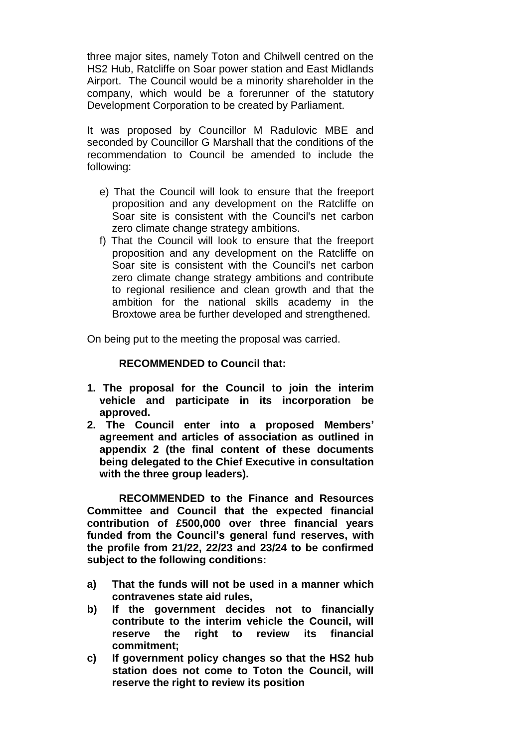three major sites, namely Toton and Chilwell centred on the HS2 Hub, Ratcliffe on Soar power station and East Midlands Airport. The Council would be a minority shareholder in the company, which would be a forerunner of the statutory Development Corporation to be created by Parliament.

It was proposed by Councillor M Radulovic MBE and seconded by Councillor G Marshall that the conditions of the recommendation to Council be amended to include the following:

- e) That the Council will look to ensure that the freeport proposition and any development on the Ratcliffe on Soar site is consistent with the Council's net carbon zero climate change strategy ambitions.
- f) That the Council will look to ensure that the freeport proposition and any development on the Ratcliffe on Soar site is consistent with the Council's net carbon zero climate change strategy ambitions and contribute to regional resilience and clean growth and that the ambition for the national skills academy in the Broxtowe area be further developed and strengthened.

On being put to the meeting the proposal was carried.

**RECOMMENDED to Council that:**

1. **The proposal for the Council to join the interim vehicle and participate in its incorporation be approved.**
2. **The Council enter into a proposed Members' agreement and articles of association as outlined in appendix 2 (the final content of these documents being delegated to the Chief Executive in consultation with the three group leaders).**

**RECOMMENDED to the Finance and Resources Committee and Council that the expected financial contribution of £500,000 over three financial years funded from the Council's general fund reserves, with the profile from 21/22, 22/23 and 23/24 to be confirmed subject to the following conditions:**

- **a) That the funds will not be used in a manner which contravenes state aid rules,**
- **b) If the government decides not to financially contribute to the interim vehicle the Council, will reserve the right to review its financial commitment;**
- **c) If government policy changes so that the HS2 hub station does not come to Toton the Council, will reserve the right to review its position**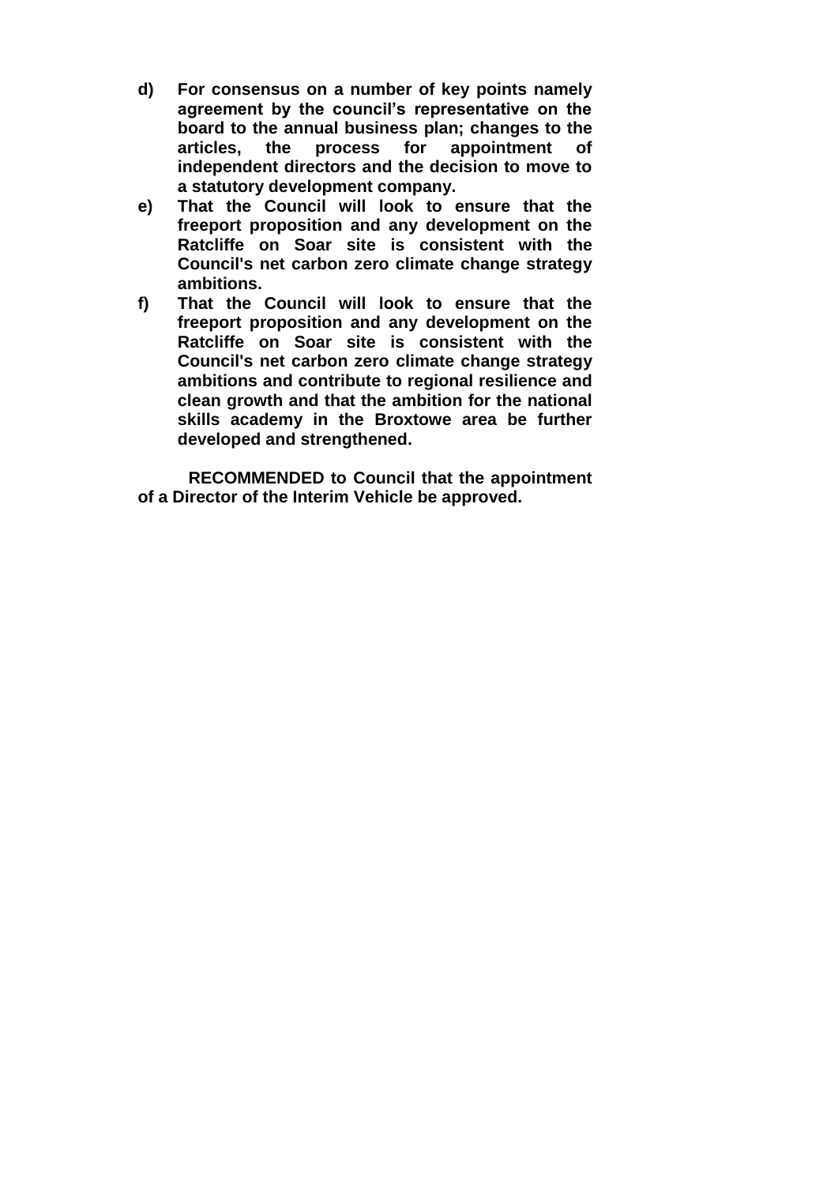**d) For consensus on a number of key points namely agreement by the council's representative on the board to the annual business plan; changes to the articles, the process for appointment of independent directors and the decision to move to a statutory development company.**

**e) That the Council will look to ensure that the freeport proposition and any development on the Ratcliffe on Soar site is consistent with the Council's net carbon zero climate change strategy ambitions.**

**f) That the Council will look to ensure that the freeport proposition and any development on the Ratcliffe on Soar site is consistent with the Council's net carbon zero climate change strategy ambitions and contribute to regional resilience and clean growth and that the ambition for the national skills academy in the Broxtowe area be further developed and strengthened.**

**RECOMMENDED to Council that the appointment of a Director of the Interim Vehicle be approved.**